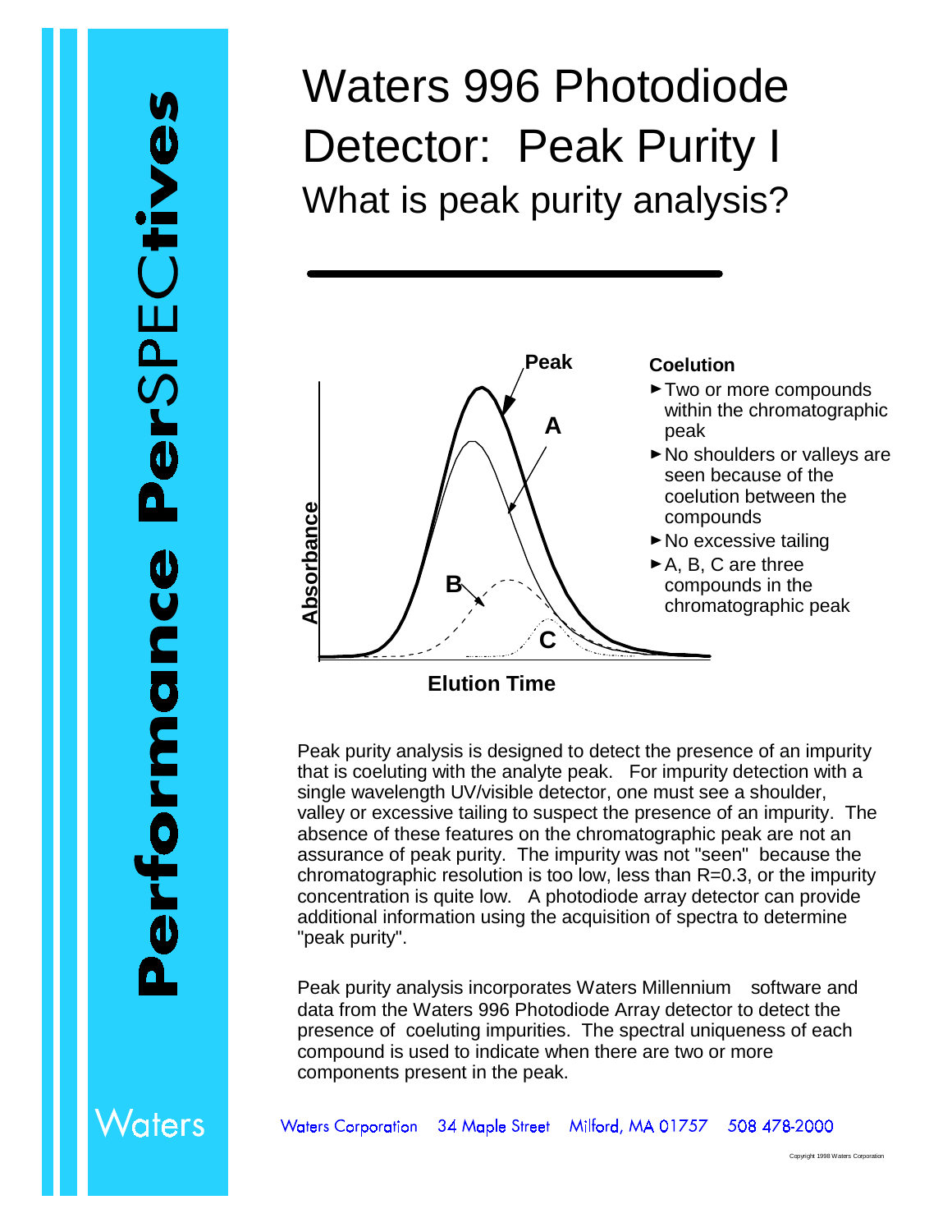# Waters 996 Photodiode Detector: Peak Purity I

## What is peak purity analysis?

**Coelution**

- Two or more compounds within the chromatographic peak
- No shoulders or valleys are seen because of the coelution between the compounds
- No excessive tailing
- A, B, C are three compounds in the chromatographic peak

Peak purity analysis is designed to detect the presence of an impurity that is coeluting with the analyte peak. For impurity detection with a single wavelength UV/visible detector, one must see a shoulder, valley or excessive tailing to suspect the presence of an impurity. The absence of these features on the chromatographic peak are not an assurance of peak purity. The impurity was not "seen" because the chromatographic resolution is too low, less than R=0.3, or the impurity concentration is quite low. A photodiode array detector can provide additional information using the acquisition of spectra to determine "peak purity".

Peak purity analysis incorporates Waters Millennium software and data from the Waters 996 Photodiode Array detector to detect the presence of coeluting impurities. The spectral uniqueness of each compound is used to indicate when there are two or more components present in the peak.

Waters Corporation 34 Maple Street Milford, MA 01757 508 478-2000

Copyright 1998 Waters Corporation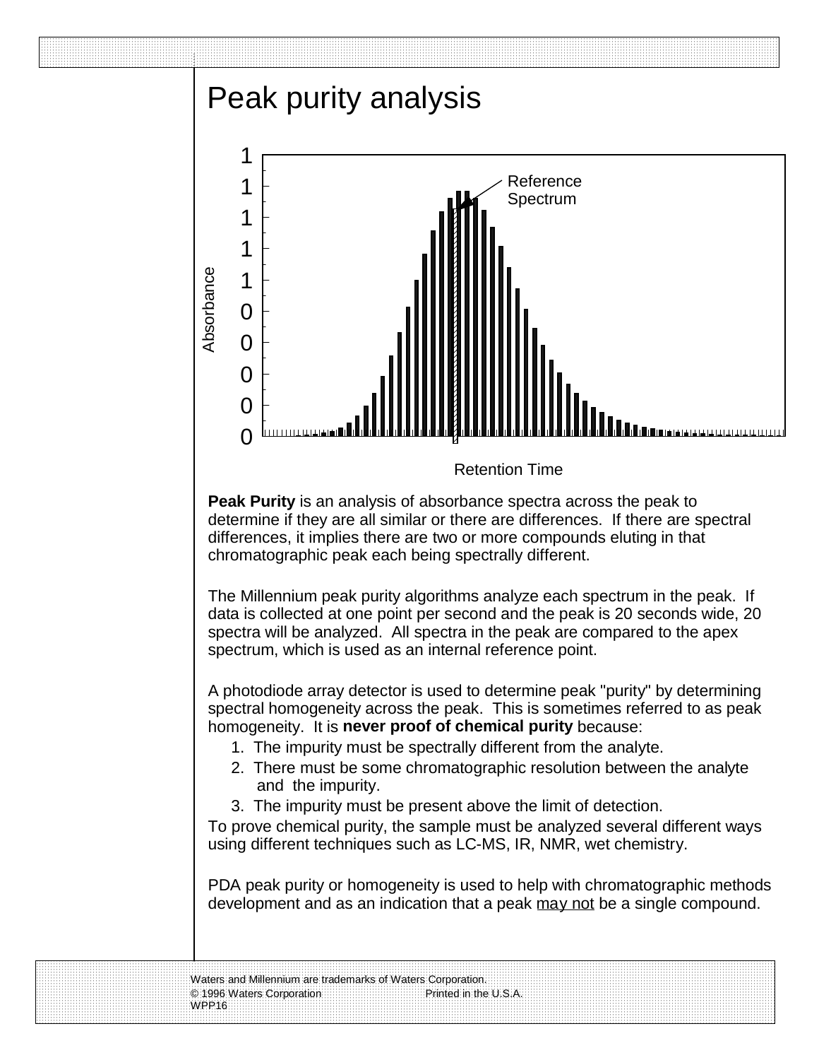# Peak purity analysis

1
1
1
1
1
0
0
0
0
0

Absorbance

Reference Spectrum

Retention Time

**Peak Purity** is an analysis of absorbance spectra across the peak to determine if they are all similar or there are differences. If there are spectral differences, it implies there are two or more compounds eluting in that chromatographic peak each being spectrally different.

The Millennium peak purity algorithms analyze each spectrum in the peak. If data is collected at one point per second and the peak is 20 seconds wide, 20 spectra will be analyzed. All spectra in the peak are compared to the apex spectrum, which is used as an internal reference point.

A photodiode array detector is used to determine peak "purity" by determining spectral homogeneity across the peak. This is sometimes referred to as peak homogeneity. It is **never proof of chemical purity** because:

1. The impurity must be spectrally different from the analyte.
2. There must be some chromatographic resolution between the analyte and the impurity.
3. The impurity must be present above the limit of detection.

To prove chemical purity, the sample must be analyzed several different ways using different techniques such as LC-MS, IR, NMR, wet chemistry.

PDA peak purity or homogeneity is used to help with chromatographic methods development and as an indication that a peak <u>may not</u> be a single compound.

Waters and Millennium are trademarks of Waters Corporation.
© 1996 Waters Corporation Printed in the U.S.A.
WPP16